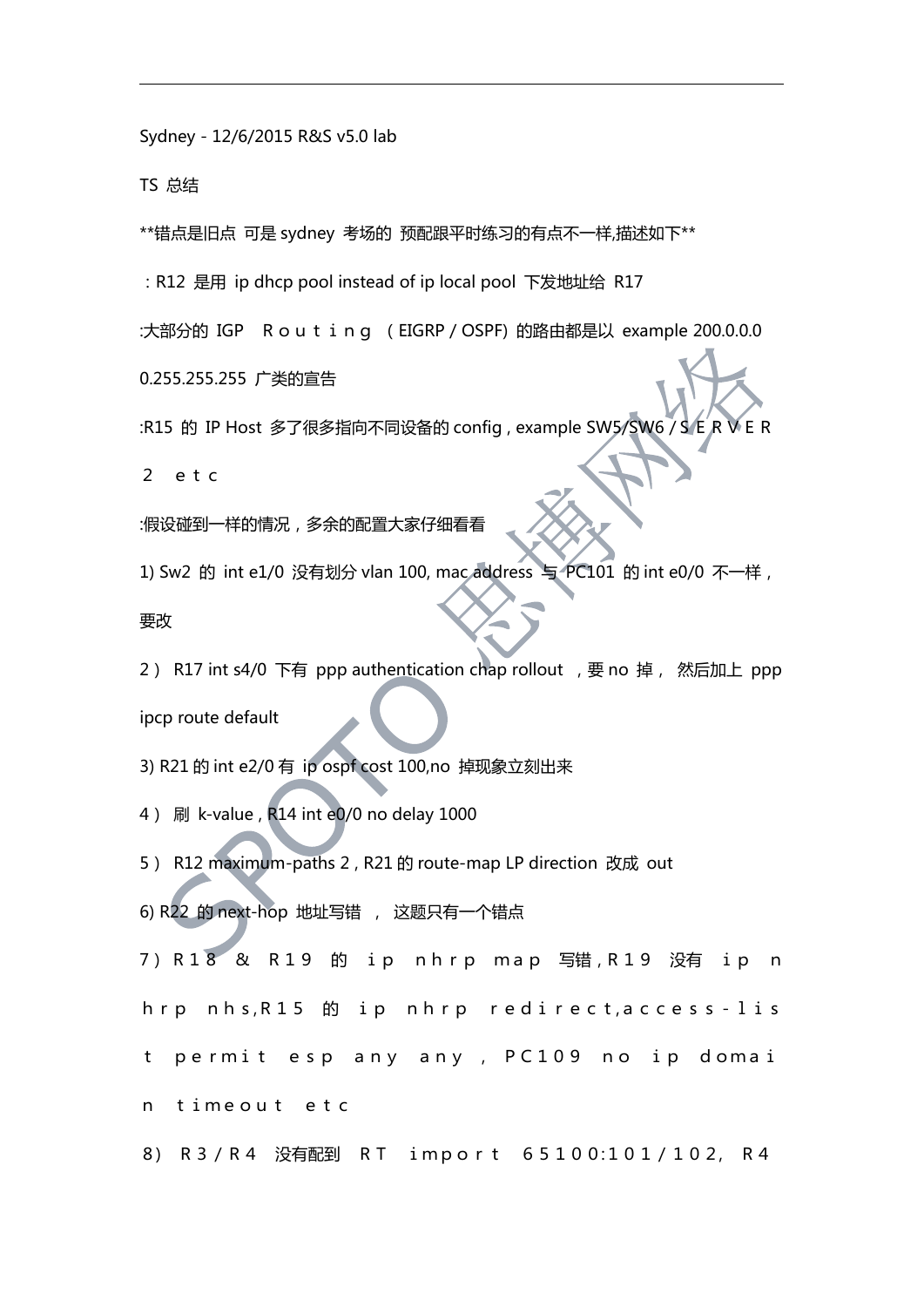Sydney - 12/6/2015 R&S v5.0 lab

TS 总结

**错点是旧点 可是 sydney 考场的 预配跟平时练习的有点不一样,描述如下**

：R12 是用 ip dhcp pool instead of ip local pool 下发地址给 R17

:大部分的 IGP Routing （EIGRP / OSPF) 的路由都是以 example 200.0.0.0 0.255.255.255 广类的宣告

:R15 的 IP Host 多了很多指向不同设备的 config , example SW5/SW6 / SERVER 2 etc

:假设碰到一样的情况，多余的配置大家仔细看看

1) Sw2 的 int e1/0 没有划分 vlan 100, mac address 与 PC101 的 int e0/0 不一样，要改

2） R17 int s4/0 下有 ppp authentication chap rollout ，要 no 掉， 然后加上 ppp ipcp route default

3) R21 的 int e2/0 有 ip ospf cost 100,no 掉现象立刻出来

4） 刷 k-value , R14 int e0/0 no delay 1000

5） R12 maximum-paths 2 , R21 的 route-map LP direction 改成 out

6) R22 的 next-hop 地址写错 ， 这题只有一个错点

7）R18 & R19 的 ip nhrp map 写错,R19 没有 ip nhrp nhs,R15 的 ip nhrp redirect,access-list permit esp any any , PC109 no ip domain timeout etc

8） R3/R4 没有配到 RT import 65100:101/102, R4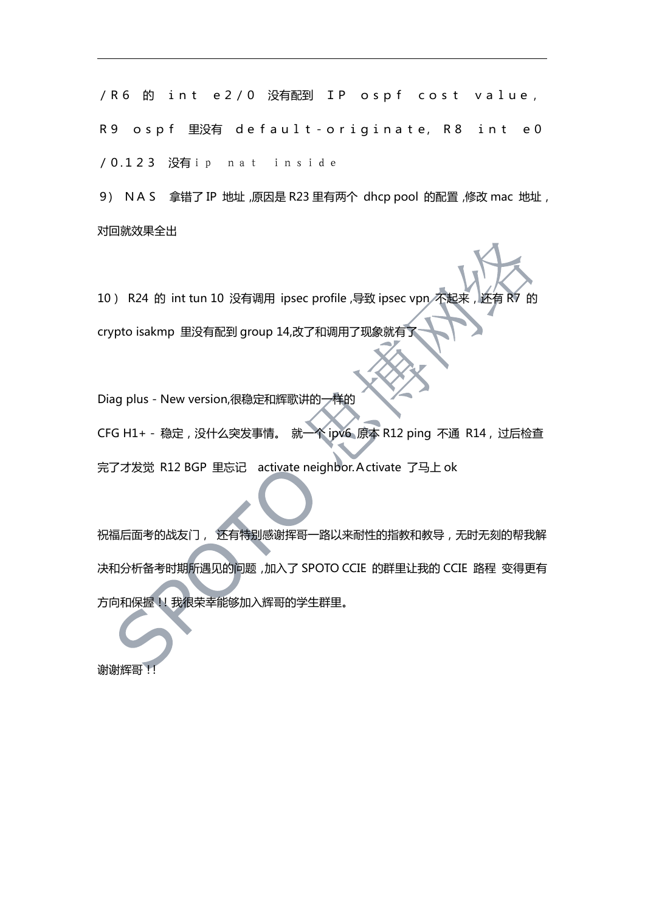/R6 的 int e2/0 没有配到 IP ospf cost value, R9 ospf 里没有 default-originate, R8 int e0/0.123 没有ip nat inside

9） NAS 拿错了 IP 地址 ,原因是 R23 里有两个 dhcp pool 的配置 ,修改 mac 地址，对回就效果全出

10） R24 的 int tun 10 没有调用 ipsec profile ,导致 ipsec vpn 不起来，还有 R7 的 crypto isakmp 里没有配到 group 14,改了和调用了现象就有了

Diag plus - New version,很稳定和辉歌讲的一样的

CFG H1+ - 稳定，没什么突发事情。 就一个 ipv6 原本 R12 ping 不通 R14，过后检查完了才发觉 R12 BGP 里忘记 activate neighbor.Activate 了马上 ok

祝福后面考的战友门， 还有特别感谢辉哥一路以来耐性的指教和教导，无时无刻的帮我解决和分析备考时期所遇见的问题 ,加入了 SPOTO CCIE 的群里让我的 CCIE 路程 变得更有方向和保握!! 我很荣幸能够加入辉哥的学生群里。

谢谢辉哥!!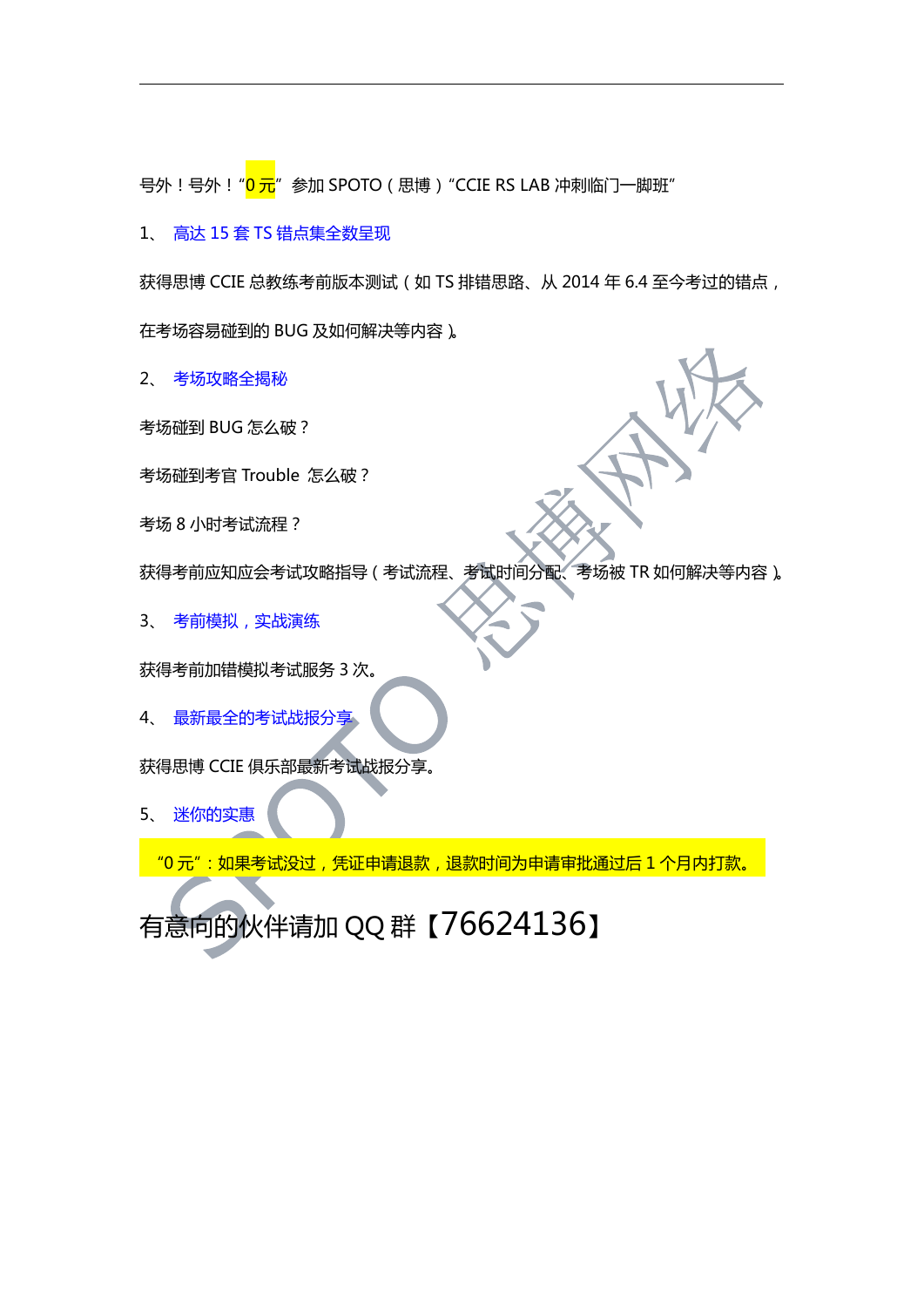号外！号外！“0 元” 参加 SPOTO（思博）“CCIE RS LAB 冲刺临门一脚班”

1、 高达 15 套 TS 错点集全数呈现

获得思博 CCIE 总教练考前版本测试（如 TS 排错思路、从 2014 年 6.4 至今考过的错点，在考场容易碰到的 BUG 及如何解决等内容）。

2、 考场攻略全揭秘

考场碰到 BUG 怎么破？

考场碰到考官 Trouble 怎么破？

考场 8 小时考试流程？

获得考前应知应会考试攻略指导（考试流程、考试时间分配、考场被 TR 如何解决等内容）。

3、 考前模拟，实战演练

获得考前加错模拟考试服务 3 次。

4、 最新最全的考试战报分享

获得思博 CCIE 俱乐部最新考试战报分享。

5、 迷你的实惠

“0 元”：如果考试没过，凭证申请退款，退款时间为申请审批通过后 1 个月内打款。

有意向的伙伴请加 QQ 群【76624136】